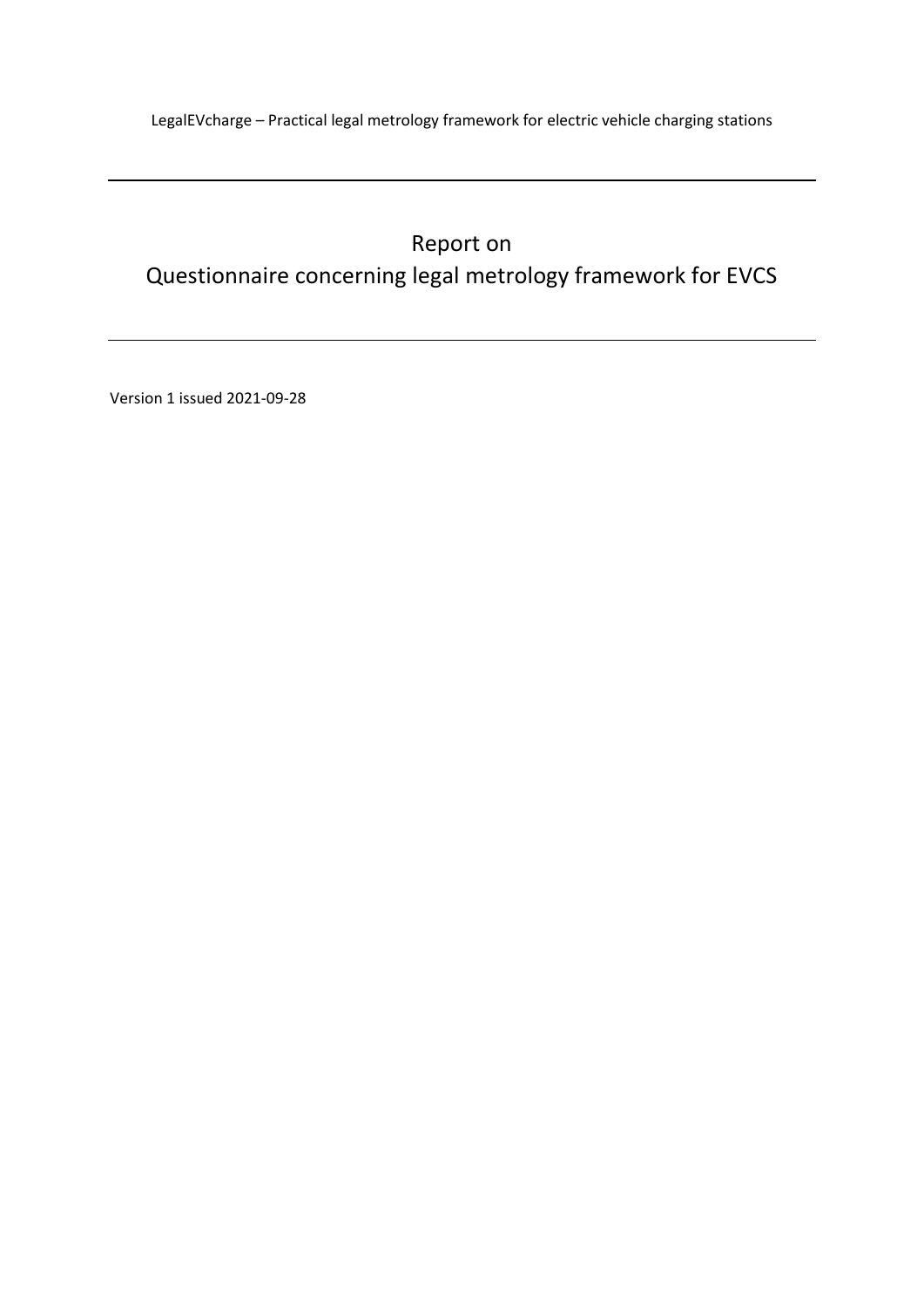LegalEVcharge – Practical legal metrology framework for electric vehicle charging stations

---

# Report on Questionnaire concerning legal metrology framework for EVCS

---

Version 1 issued 2021-09-28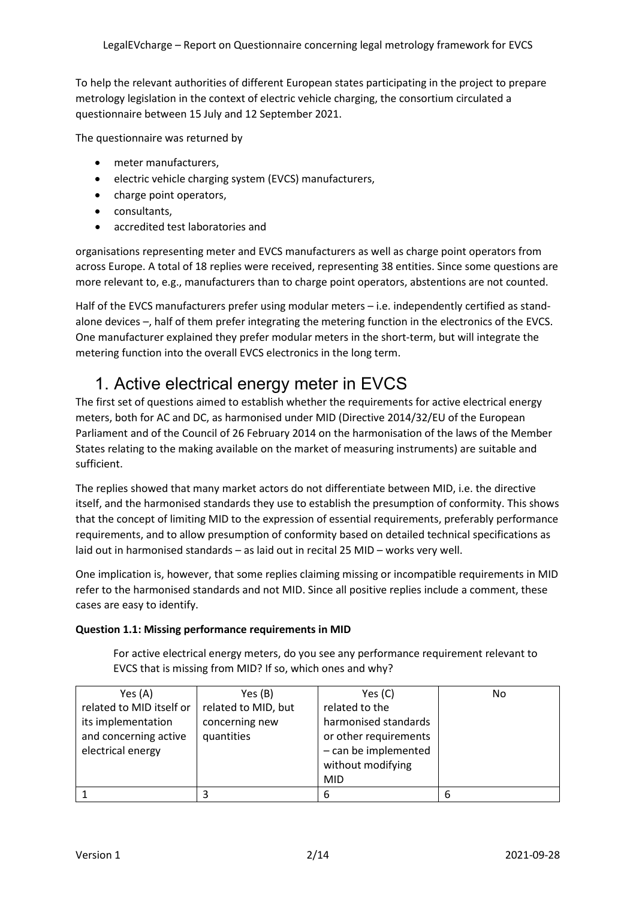To help the relevant authorities of different European states participating in the project to prepare metrology legislation in the context of electric vehicle charging, the consortium circulated a questionnaire between 15 July and 12 September 2021.

The questionnaire was returned by

- meter manufacturers,
- electric vehicle charging system (EVCS) manufacturers,
- charge point operators,
- consultants,
- accredited test laboratories and

organisations representing meter and EVCS manufacturers as well as charge point operators from across Europe. A total of 18 replies were received, representing 38 entities. Since some questions are more relevant to, e.g., manufacturers than to charge point operators, abstentions are not counted.

Half of the EVCS manufacturers prefer using modular meters – i.e. independently certified as stand-alone devices –, half of them prefer integrating the metering function in the electronics of the EVCS. One manufacturer explained they prefer modular meters in the short-term, but will integrate the metering function into the overall EVCS electronics in the long term.

# 1. Active electrical energy meter in EVCS

The first set of questions aimed to establish whether the requirements for active electrical energy meters, both for AC and DC, as harmonised under MID (Directive 2014/32/EU of the European Parliament and of the Council of 26 February 2014 on the harmonisation of the laws of the Member States relating to the making available on the market of measuring instruments) are suitable and sufficient.

The replies showed that many market actors do not differentiate between MID, i.e. the directive itself, and the harmonised standards they use to establish the presumption of conformity. This shows that the concept of limiting MID to the expression of essential requirements, preferably performance requirements, and to allow presumption of conformity based on detailed technical specifications as laid out in harmonised standards – as laid out in recital 25 MID – works very well.

One implication is, however, that some replies claiming missing or incompatible requirements in MID refer to the harmonised standards and not MID. Since all positive replies include a comment, these cases are easy to identify.

**Question 1.1: Missing performance requirements in MID**

> For active electrical energy meters, do you see any performance requirement relevant to EVCS that is missing from MID? If so, which ones and why?

| Yes (A) related to MID itself or its implementation and concerning active electrical energy | Yes (B) related to MID, but concerning new quantities | Yes (C) related to the harmonised standards or other requirements – can be implemented without modifying MID | No |
|---|---|---|---|
| 1 | 3 | 6 | 6 |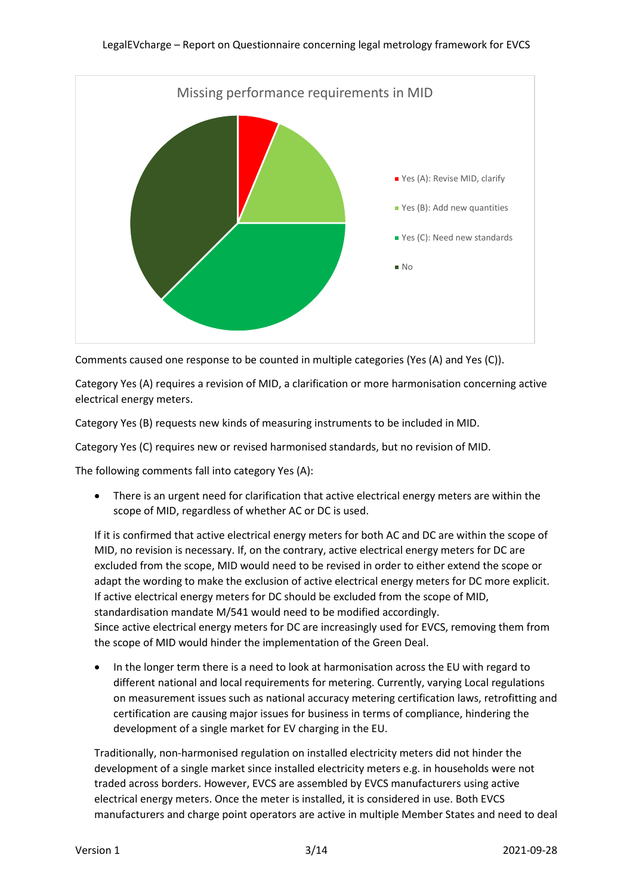Missing performance requirements in MID

- Yes (A): Revise MID, clarify
- Yes (B): Add new quantities
- Yes (C): Need new standards
- No

Comments caused one response to be counted in multiple categories (Yes (A) and Yes (C)).

Category Yes (A) requires a revision of MID, a clarification or more harmonisation concerning active electrical energy meters.

Category Yes (B) requests new kinds of measuring instruments to be included in MID.

Category Yes (C) requires new or revised harmonised standards, but no revision of MID.

The following comments fall into category Yes (A):

- There is an urgent need for clarification that active electrical energy meters are within the scope of MID, regardless of whether AC or DC is used.

If it is confirmed that active electrical energy meters for both AC and DC are within the scope of MID, no revision is necessary. If, on the contrary, active electrical energy meters for DC are excluded from the scope, MID would need to be revised in order to either extend the scope or adapt the wording to make the exclusion of active electrical energy meters for DC more explicit. If active electrical energy meters for DC should be excluded from the scope of MID, standardisation mandate M/541 would need to be modified accordingly.
Since active electrical energy meters for DC are increasingly used for EVCS, removing them from the scope of MID would hinder the implementation of the Green Deal.

- In the longer term there is a need to look at harmonisation across the EU with regard to different national and local requirements for metering. Currently, varying Local regulations on measurement issues such as national accuracy metering certification laws, retrofitting and certification are causing major issues for business in terms of compliance, hindering the development of a single market for EV charging in the EU.

Traditionally, non-harmonised regulation on installed electricity meters did not hinder the development of a single market since installed electricity meters e.g. in households were not traded across borders. However, EVCS are assembled by EVCS manufacturers using active electrical energy meters. Once the meter is installed, it is considered in use. Both EVCS manufacturers and charge point operators are active in multiple Member States and need to deal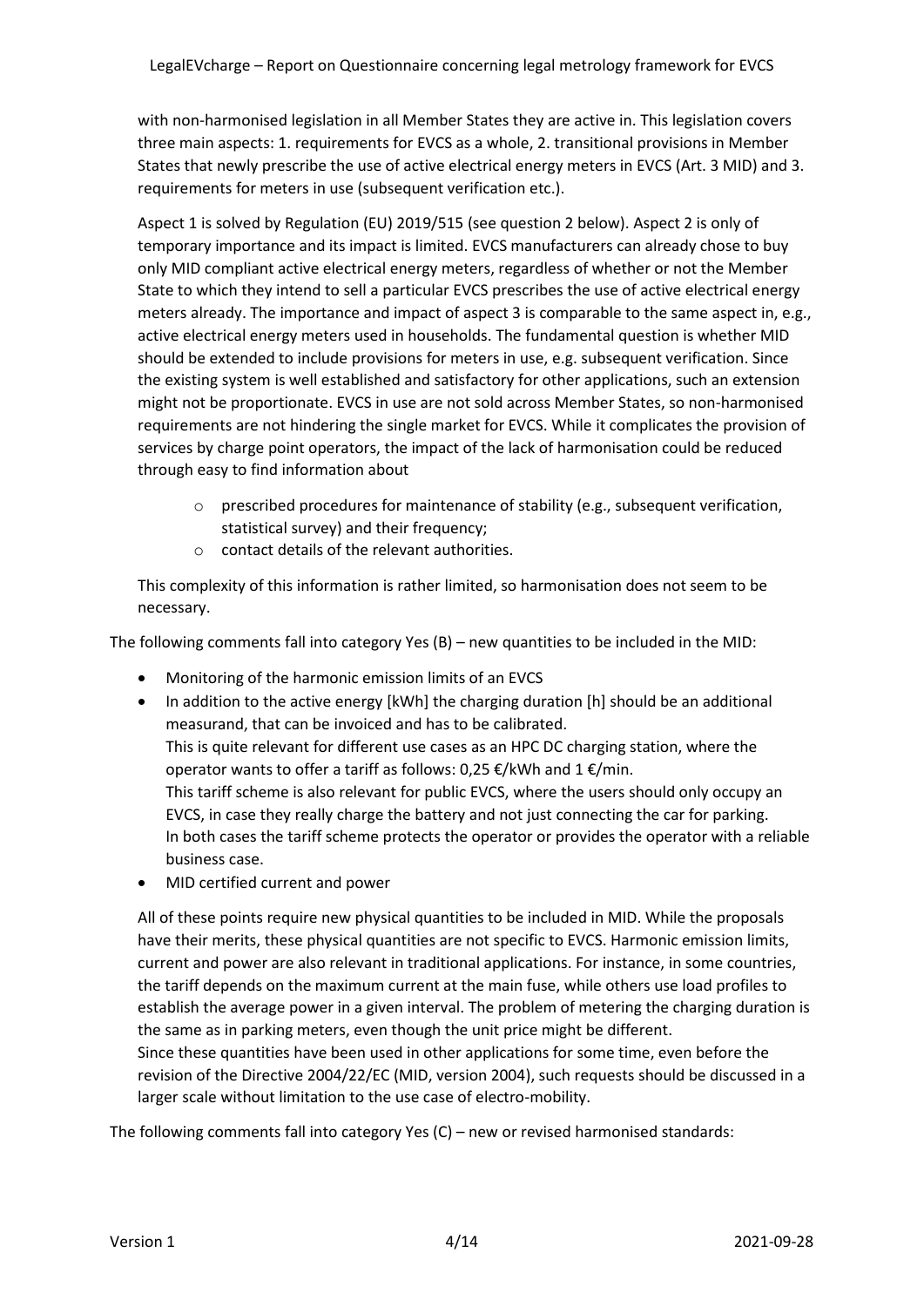with non-harmonised legislation in all Member States they are active in. This legislation covers three main aspects: 1. requirements for EVCS as a whole, 2. transitional provisions in Member States that newly prescribe the use of active electrical energy meters in EVCS (Art. 3 MID) and 3. requirements for meters in use (subsequent verification etc.).

Aspect 1 is solved by Regulation (EU) 2019/515 (see question 2 below). Aspect 2 is only of temporary importance and its impact is limited. EVCS manufacturers can already chose to buy only MID compliant active electrical energy meters, regardless of whether or not the Member State to which they intend to sell a particular EVCS prescribes the use of active electrical energy meters already. The importance and impact of aspect 3 is comparable to the same aspect in, e.g., active electrical energy meters used in households. The fundamental question is whether MID should be extended to include provisions for meters in use, e.g. subsequent verification. Since the existing system is well established and satisfactory for other applications, such an extension might not be proportionate. EVCS in use are not sold across Member States, so non-harmonised requirements are not hindering the single market for EVCS. While it complicates the provision of services by charge point operators, the impact of the lack of harmonisation could be reduced through easy to find information about

- prescribed procedures for maintenance of stability (e.g., subsequent verification, statistical survey) and their frequency;
- contact details of the relevant authorities.

This complexity of this information is rather limited, so harmonisation does not seem to be necessary.

The following comments fall into category Yes (B) – new quantities to be included in the MID:

- Monitoring of the harmonic emission limits of an EVCS
- In addition to the active energy [kWh] the charging duration [h] should be an additional measurand, that can be invoiced and has to be calibrated.
  This is quite relevant for different use cases as an HPC DC charging station, where the operator wants to offer a tariff as follows: 0,25 €/kWh and 1 €/min.
  This tariff scheme is also relevant for public EVCS, where the users should only occupy an EVCS, in case they really charge the battery and not just connecting the car for parking.
  In both cases the tariff scheme protects the operator or provides the operator with a reliable business case.
- MID certified current and power

All of these points require new physical quantities to be included in MID. While the proposals have their merits, these physical quantities are not specific to EVCS. Harmonic emission limits, current and power are also relevant in traditional applications. For instance, in some countries, the tariff depends on the maximum current at the main fuse, while others use load profiles to establish the average power in a given interval. The problem of metering the charging duration is the same as in parking meters, even though the unit price might be different.
Since these quantities have been used in other applications for some time, even before the revision of the Directive 2004/22/EC (MID, version 2004), such requests should be discussed in a larger scale without limitation to the use case of electro-mobility.

The following comments fall into category Yes (C) – new or revised harmonised standards: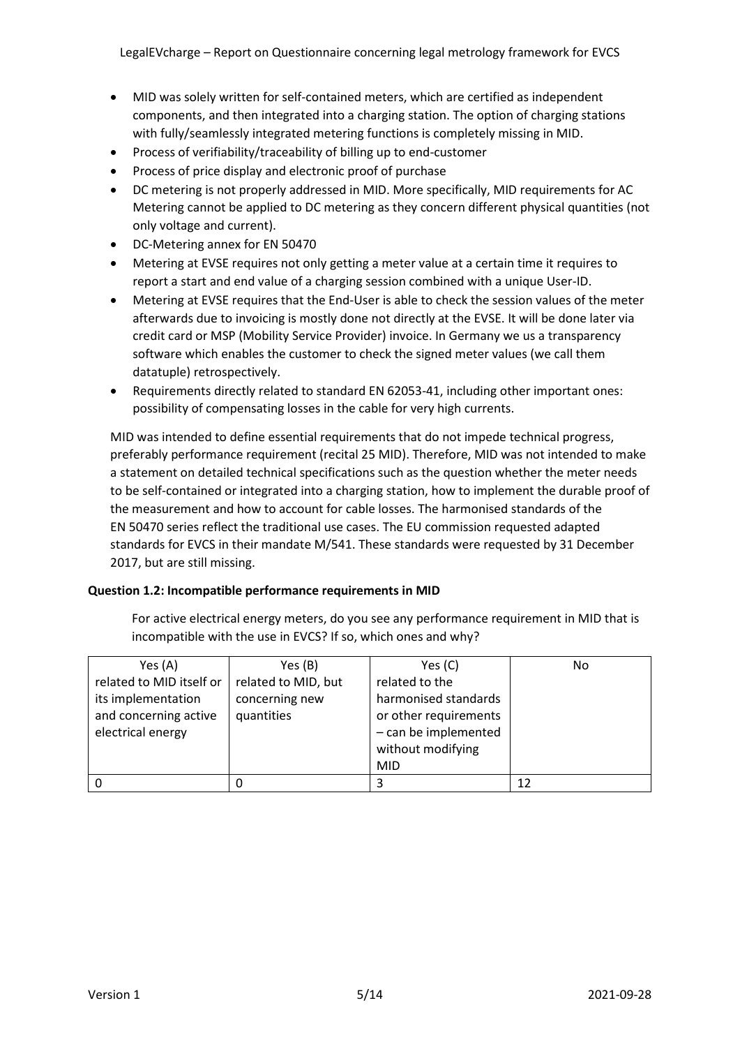- MID was solely written for self-contained meters, which are certified as independent components, and then integrated into a charging station. The option of charging stations with fully/seamlessly integrated metering functions is completely missing in MID.
- Process of verifiability/traceability of billing up to end-customer
- Process of price display and electronic proof of purchase
- DC metering is not properly addressed in MID. More specifically, MID requirements for AC Metering cannot be applied to DC metering as they concern different physical quantities (not only voltage and current).
- DC-Metering annex for EN 50470
- Metering at EVSE requires not only getting a meter value at a certain time it requires to report a start and end value of a charging session combined with a unique User-ID.
- Metering at EVSE requires that the End-User is able to check the session values of the meter afterwards due to invoicing is mostly done not directly at the EVSE. It will be done later via credit card or MSP (Mobility Service Provider) invoice. In Germany we us a transparency software which enables the customer to check the signed meter values (we call them datatuple) retrospectively.
- Requirements directly related to standard EN 62053-41, including other important ones: possibility of compensating losses in the cable for very high currents.

MID was intended to define essential requirements that do not impede technical progress, preferably performance requirement (recital 25 MID). Therefore, MID was not intended to make a statement on detailed technical specifications such as the question whether the meter needs to be self-contained or integrated into a charging station, how to implement the durable proof of the measurement and how to account for cable losses. The harmonised standards of the EN 50470 series reflect the traditional use cases. The EU commission requested adapted standards for EVCS in their mandate M/541. These standards were requested by 31 December 2017, but are still missing.

**Question 1.2: Incompatible performance requirements in MID**

For active electrical energy meters, do you see any performance requirement in MID that is incompatible with the use in EVCS? If so, which ones and why?

| Yes (A) related to MID itself or its implementation and concerning active electrical energy | Yes (B) related to MID, but concerning new quantities | Yes (C) related to the harmonised standards or other requirements – can be implemented without modifying MID | No |
|---|---|---|---|
| 0 | 0 | 3 | 12 |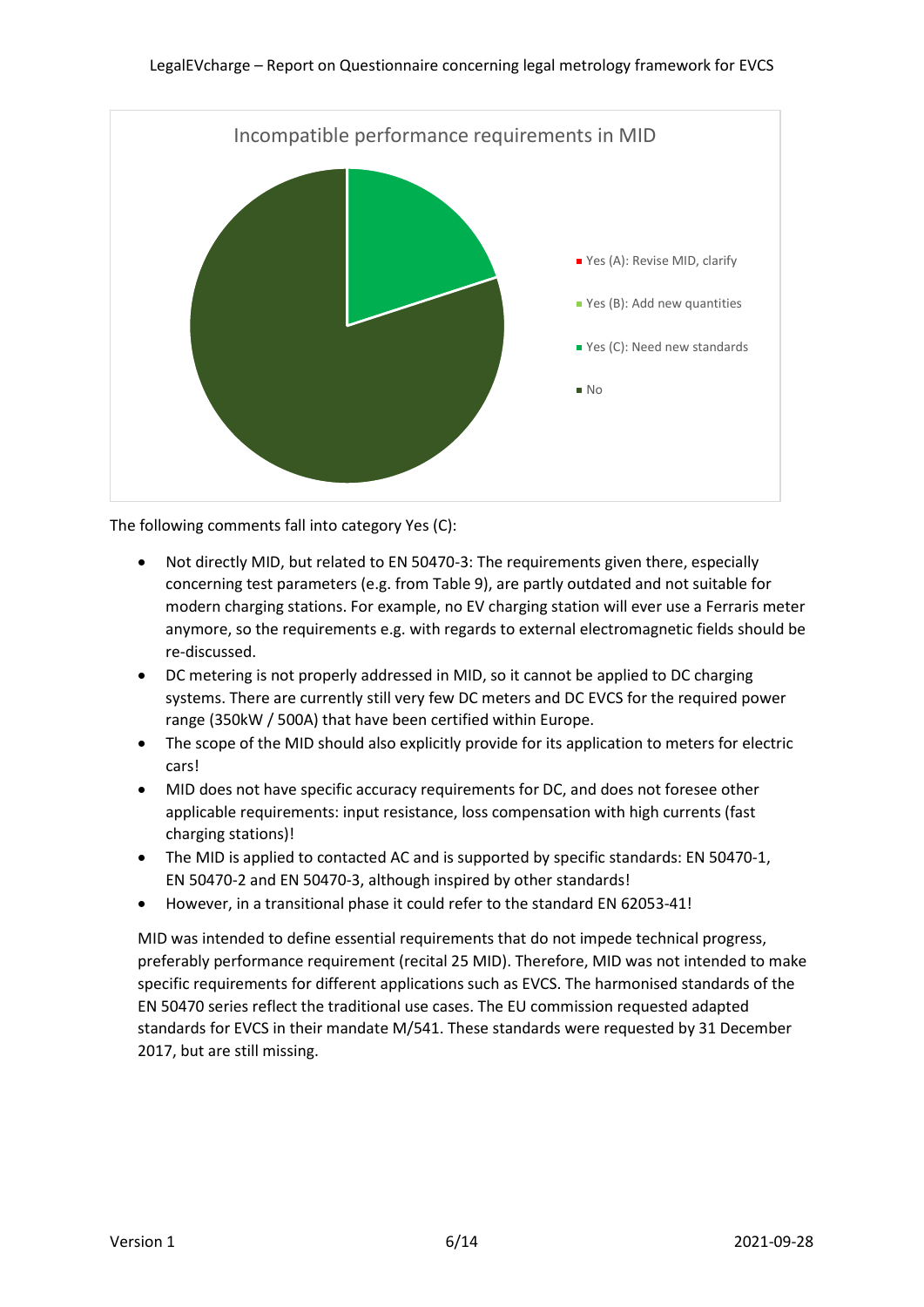Incompatible performance requirements in MID

- Yes (A): Revise MID, clarify
- Yes (B): Add new quantities
- Yes (C): Need new standards
- No

The following comments fall into category Yes (C):

- Not directly MID, but related to EN 50470-3: The requirements given there, especially concerning test parameters (e.g. from Table 9), are partly outdated and not suitable for modern charging stations. For example, no EV charging station will ever use a Ferraris meter anymore, so the requirements e.g. with regards to external electromagnetic fields should be re-discussed.
- DC metering is not properly addressed in MID, so it cannot be applied to DC charging systems. There are currently still very few DC meters and DC EVCS for the required power range (350kW / 500A) that have been certified within Europe.
- The scope of the MID should also explicitly provide for its application to meters for electric cars!
- MID does not have specific accuracy requirements for DC, and does not foresee other applicable requirements: input resistance, loss compensation with high currents (fast charging stations)!
- The MID is applied to contacted AC and is supported by specific standards: EN 50470-1, EN 50470-2 and EN 50470-3, although inspired by other standards!
- However, in a transitional phase it could refer to the standard EN 62053-41!

MID was intended to define essential requirements that do not impede technical progress, preferably performance requirement (recital 25 MID). Therefore, MID was not intended to make specific requirements for different applications such as EVCS. The harmonised standards of the EN 50470 series reflect the traditional use cases. The EU commission requested adapted standards for EVCS in their mandate M/541. These standards were requested by 31 December 2017, but are still missing.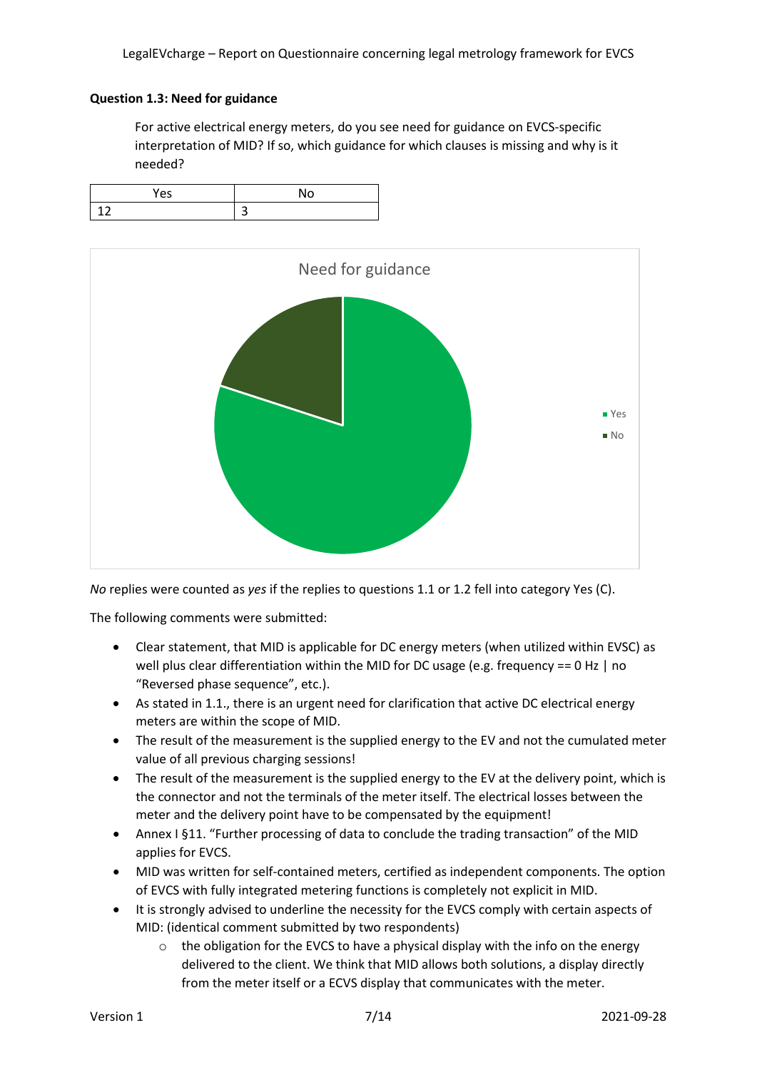### Question 1.3: Need for guidance

For active electrical energy meters, do you see need for guidance on EVCS-specific interpretation of MID? If so, which guidance for which clauses is missing and why is it needed?

| Yes | No |
| --- | --- |
| 12 | 3 |

*No* replies were counted as *yes* if the replies to questions 1.1 or 1.2 fell into category Yes (C).

The following comments were submitted:

- Clear statement, that MID is applicable for DC energy meters (when utilized within EVSC) as well plus clear differentiation within the MID for DC usage (e.g. frequency == 0 Hz | no "Reversed phase sequence", etc.).
- As stated in 1.1., there is an urgent need for clarification that active DC electrical energy meters are within the scope of MID.
- The result of the measurement is the supplied energy to the EV and not the cumulated meter value of all previous charging sessions!
- The result of the measurement is the supplied energy to the EV at the delivery point, which is the connector and not the terminals of the meter itself. The electrical losses between the meter and the delivery point have to be compensated by the equipment!
- Annex I §11. "Further processing of data to conclude the trading transaction" of the MID applies for EVCS.
- MID was written for self-contained meters, certified as independent components. The option of EVCS with fully integrated metering functions is completely not explicit in MID.
- It is strongly advised to underline the necessity for the EVCS comply with certain aspects of MID: (identical comment submitted by two respondents)
    - the obligation for the EVCS to have a physical display with the info on the energy delivered to the client. We think that MID allows both solutions, a display directly from the meter itself or a ECVS display that communicates with the meter.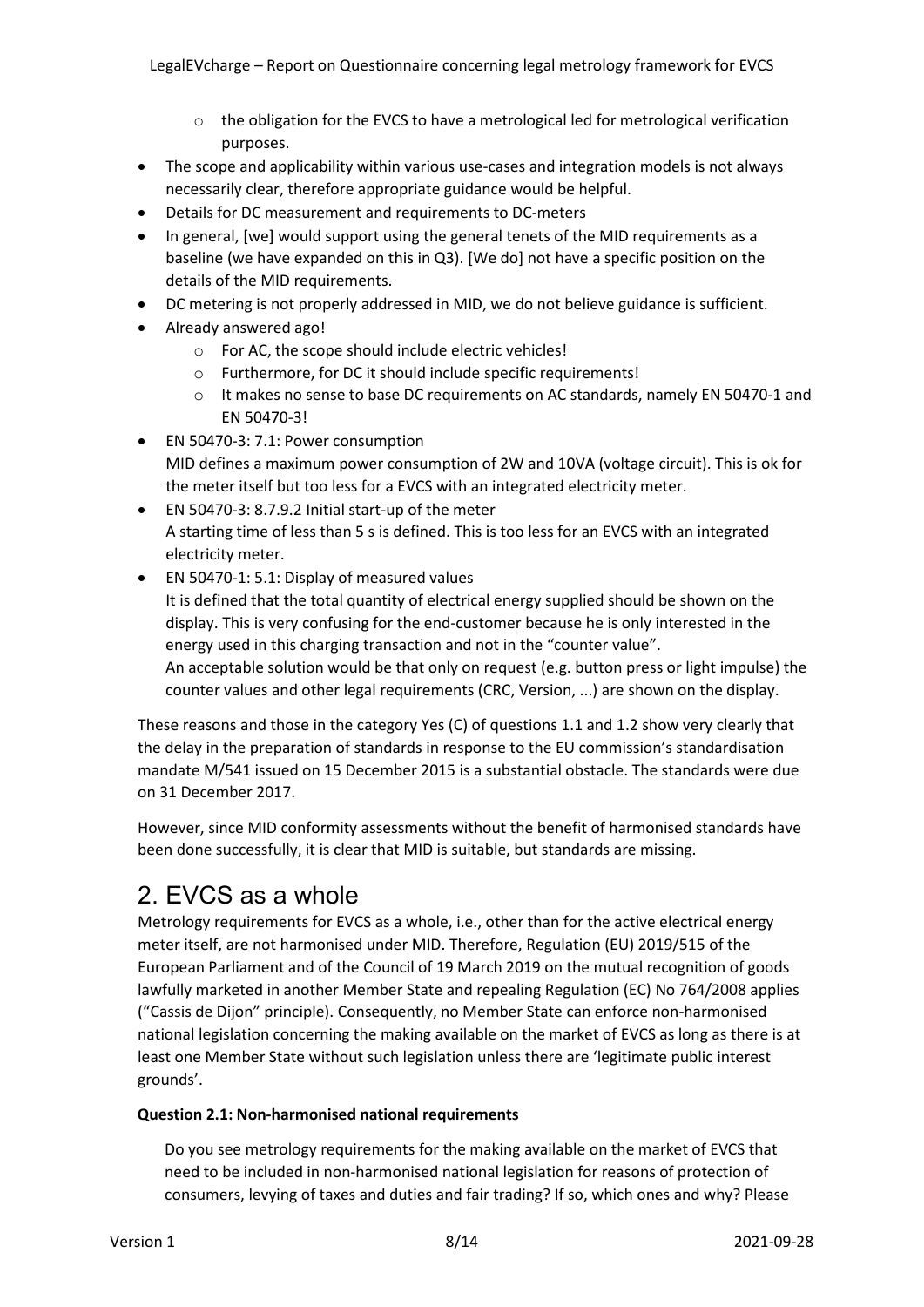- the obligation for the EVCS to have a metrological led for metrological verification purposes.
- The scope and applicability within various use-cases and integration models is not always necessarily clear, therefore appropriate guidance would be helpful.
- Details for DC measurement and requirements to DC-meters
- In general, [we] would support using the general tenets of the MID requirements as a baseline (we have expanded on this in Q3). [We do] not have a specific position on the details of the MID requirements.
- DC metering is not properly addressed in MID, we do not believe guidance is sufficient.
- Already answered ago!
  - For AC, the scope should include electric vehicles!
  - Furthermore, for DC it should include specific requirements!
  - It makes no sense to base DC requirements on AC standards, namely EN 50470-1 and EN 50470-3!
- EN 50470-3: 7.1: Power consumption
  MID defines a maximum power consumption of 2W and 10VA (voltage circuit). This is ok for the meter itself but too less for a EVCS with an integrated electricity meter.
- EN 50470-3: 8.7.9.2 Initial start-up of the meter
  A starting time of less than 5 s is defined. This is too less for an EVCS with an integrated electricity meter.
- EN 50470-1: 5.1: Display of measured values
  It is defined that the total quantity of electrical energy supplied should be shown on the display. This is very confusing for the end-customer because he is only interested in the energy used in this charging transaction and not in the "counter value".
  An acceptable solution would be that only on request (e.g. button press or light impulse) the counter values and other legal requirements (CRC, Version, ...) are shown on the display.

These reasons and those in the category Yes (C) of questions 1.1 and 1.2 show very clearly that the delay in the preparation of standards in response to the EU commission's standardisation mandate M/541 issued on 15 December 2015 is a substantial obstacle. The standards were due on 31 December 2017.

However, since MID conformity assessments without the benefit of harmonised standards have been done successfully, it is clear that MID is suitable, but standards are missing.

# 2. EVCS as a whole

Metrology requirements for EVCS as a whole, i.e., other than for the active electrical energy meter itself, are not harmonised under MID. Therefore, Regulation (EU) 2019/515 of the European Parliament and of the Council of 19 March 2019 on the mutual recognition of goods lawfully marketed in another Member State and repealing Regulation (EC) No 764/2008 applies ("Cassis de Dijon" principle). Consequently, no Member State can enforce non-harmonised national legislation concerning the making available on the market of EVCS as long as there is at least one Member State without such legislation unless there are 'legitimate public interest grounds'.

**Question 2.1: Non-harmonised national requirements**

Do you see metrology requirements for the making available on the market of EVCS that need to be included in non-harmonised national legislation for reasons of protection of consumers, levying of taxes and duties and fair trading? If so, which ones and why? Please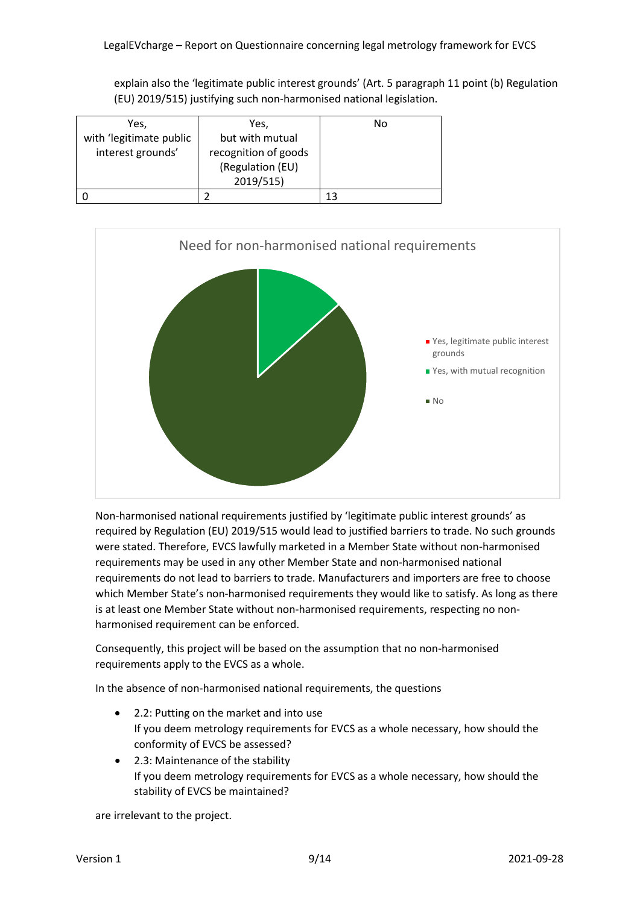explain also the 'legitimate public interest grounds' (Art. 5 paragraph 11 point (b) Regulation (EU) 2019/515) justifying such non-harmonised national legislation.

| Yes, with 'legitimate public interest grounds' | Yes, but with mutual recognition of goods (Regulation (EU) 2019/515) | No |
|---|---|---|
| 0 | 2 | 13 |

Need for non-harmonised national requirements

- Yes, legitimate public interest grounds
- Yes, with mutual recognition
- No

Non-harmonised national requirements justified by 'legitimate public interest grounds' as required by Regulation (EU) 2019/515 would lead to justified barriers to trade. No such grounds were stated. Therefore, EVCS lawfully marketed in a Member State without non-harmonised requirements may be used in any other Member State and non-harmonised national requirements do not lead to barriers to trade. Manufacturers and importers are free to choose which Member State's non-harmonised requirements they would like to satisfy. As long as there is at least one Member State without non-harmonised requirements, respecting no non-harmonised requirement can be enforced.

Consequently, this project will be based on the assumption that no non-harmonised requirements apply to the EVCS as a whole.

In the absence of non-harmonised national requirements, the questions

- 2.2: Putting on the market and into use
  If you deem metrology requirements for EVCS as a whole necessary, how should the conformity of EVCS be assessed?
- 2.3: Maintenance of the stability
  If you deem metrology requirements for EVCS as a whole necessary, how should the stability of EVCS be maintained?

are irrelevant to the project.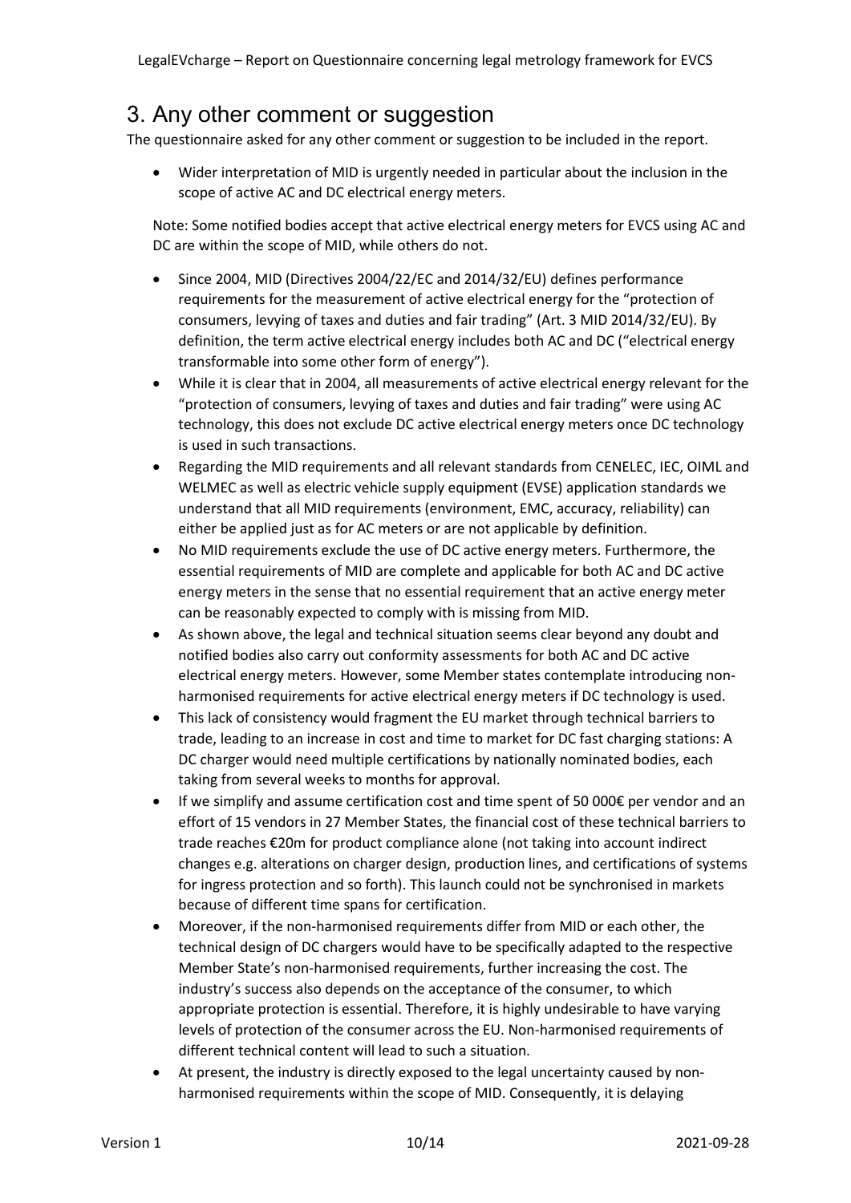# 3. Any other comment or suggestion

The questionnaire asked for any other comment or suggestion to be included in the report.

- Wider interpretation of MID is urgently needed in particular about the inclusion in the scope of active AC and DC electrical energy meters.

Note: Some notified bodies accept that active electrical energy meters for EVCS using AC and DC are within the scope of MID, while others do not.

- Since 2004, MID (Directives 2004/22/EC and 2014/32/EU) defines performance requirements for the measurement of active electrical energy for the "protection of consumers, levying of taxes and duties and fair trading" (Art. 3 MID 2014/32/EU). By definition, the term active electrical energy includes both AC and DC ("electrical energy transformable into some other form of energy").
- While it is clear that in 2004, all measurements of active electrical energy relevant for the "protection of consumers, levying of taxes and duties and fair trading" were using AC technology, this does not exclude DC active electrical energy meters once DC technology is used in such transactions.
- Regarding the MID requirements and all relevant standards from CENELEC, IEC, OIML and WELMEC as well as electric vehicle supply equipment (EVSE) application standards we understand that all MID requirements (environment, EMC, accuracy, reliability) can either be applied just as for AC meters or are not applicable by definition.
- No MID requirements exclude the use of DC active energy meters. Furthermore, the essential requirements of MID are complete and applicable for both AC and DC active energy meters in the sense that no essential requirement that an active energy meter can be reasonably expected to comply with is missing from MID.
- As shown above, the legal and technical situation seems clear beyond any doubt and notified bodies also carry out conformity assessments for both AC and DC active electrical energy meters. However, some Member states contemplate introducing non-harmonised requirements for active electrical energy meters if DC technology is used.
- This lack of consistency would fragment the EU market through technical barriers to trade, leading to an increase in cost and time to market for DC fast charging stations: A DC charger would need multiple certifications by nationally nominated bodies, each taking from several weeks to months for approval.
- If we simplify and assume certification cost and time spent of 50 000€ per vendor and an effort of 15 vendors in 27 Member States, the financial cost of these technical barriers to trade reaches €20m for product compliance alone (not taking into account indirect changes e.g. alterations on charger design, production lines, and certifications of systems for ingress protection and so forth). This launch could not be synchronised in markets because of different time spans for certification.
- Moreover, if the non-harmonised requirements differ from MID or each other, the technical design of DC chargers would have to be specifically adapted to the respective Member State's non-harmonised requirements, further increasing the cost. The industry's success also depends on the acceptance of the consumer, to which appropriate protection is essential. Therefore, it is highly undesirable to have varying levels of protection of the consumer across the EU. Non-harmonised requirements of different technical content will lead to such a situation.
- At present, the industry is directly exposed to the legal uncertainty caused by non-harmonised requirements within the scope of MID. Consequently, it is delaying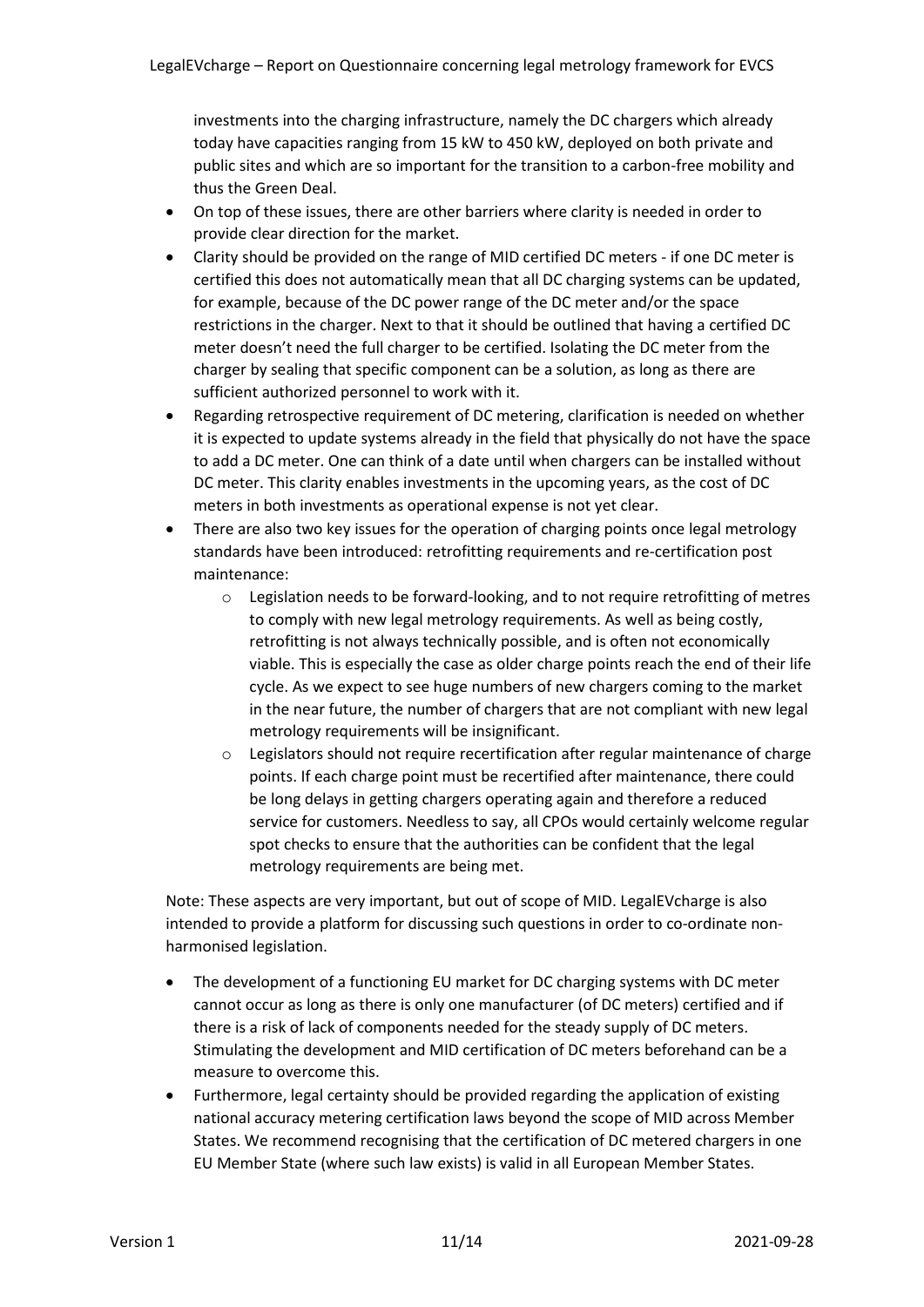investments into the charging infrastructure, namely the DC chargers which already today have capacities ranging from 15 kW to 450 kW, deployed on both private and public sites and which are so important for the transition to a carbon-free mobility and thus the Green Deal.

- On top of these issues, there are other barriers where clarity is needed in order to provide clear direction for the market.
- Clarity should be provided on the range of MID certified DC meters - if one DC meter is certified this does not automatically mean that all DC charging systems can be updated, for example, because of the DC power range of the DC meter and/or the space restrictions in the charger. Next to that it should be outlined that having a certified DC meter doesn't need the full charger to be certified. Isolating the DC meter from the charger by sealing that specific component can be a solution, as long as there are sufficient authorized personnel to work with it.
- Regarding retrospective requirement of DC metering, clarification is needed on whether it is expected to update systems already in the field that physically do not have the space to add a DC meter. One can think of a date until when chargers can be installed without DC meter. This clarity enables investments in the upcoming years, as the cost of DC meters in both investments as operational expense is not yet clear.
- There are also two key issues for the operation of charging points once legal metrology standards have been introduced: retrofitting requirements and re-certification post maintenance:
    - Legislation needs to be forward-looking, and to not require retrofitting of metres to comply with new legal metrology requirements. As well as being costly, retrofitting is not always technically possible, and is often not economically viable. This is especially the case as older charge points reach the end of their life cycle. As we expect to see huge numbers of new chargers coming to the market in the near future, the number of chargers that are not compliant with new legal metrology requirements will be insignificant.
    - Legislators should not require recertification after regular maintenance of charge points. If each charge point must be recertified after maintenance, there could be long delays in getting chargers operating again and therefore a reduced service for customers. Needless to say, all CPOs would certainly welcome regular spot checks to ensure that the authorities can be confident that the legal metrology requirements are being met.

Note: These aspects are very important, but out of scope of MID. LegalEVcharge is also intended to provide a platform for discussing such questions in order to co-ordinate non-harmonised legislation.

- The development of a functioning EU market for DC charging systems with DC meter cannot occur as long as there is only one manufacturer (of DC meters) certified and if there is a risk of lack of components needed for the steady supply of DC meters. Stimulating the development and MID certification of DC meters beforehand can be a measure to overcome this.
- Furthermore, legal certainty should be provided regarding the application of existing national accuracy metering certification laws beyond the scope of MID across Member States. We recommend recognising that the certification of DC metered chargers in one EU Member State (where such law exists) is valid in all European Member States.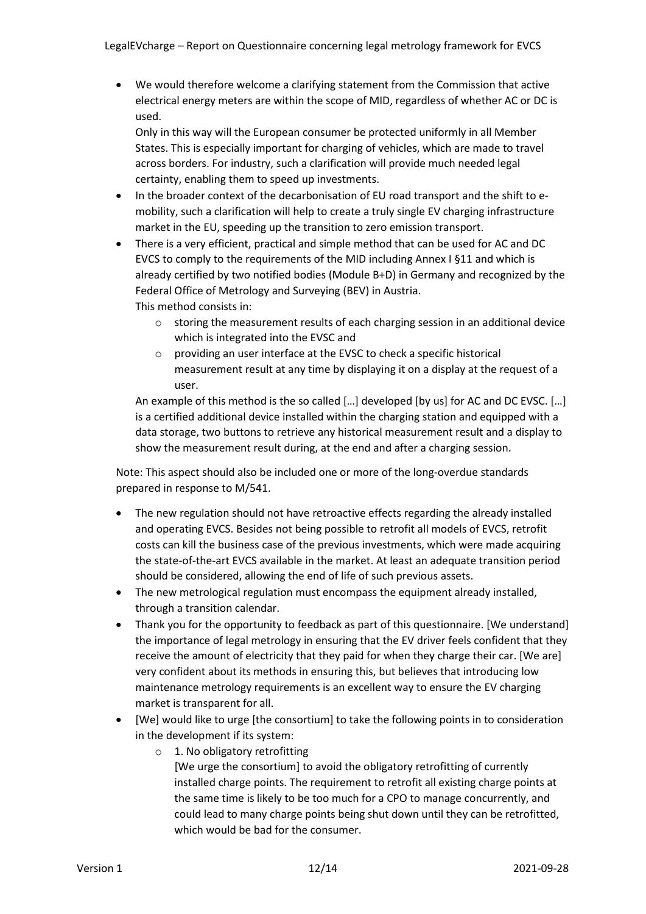- We would therefore welcome a clarifying statement from the Commission that active electrical energy meters are within the scope of MID, regardless of whether AC or DC is used.

  Only in this way will the European consumer be protected uniformly in all Member States. This is especially important for charging of vehicles, which are made to travel across borders. For industry, such a clarification will provide much needed legal certainty, enabling them to speed up investments.
- In the broader context of the decarbonisation of EU road transport and the shift to e-mobility, such a clarification will help to create a truly single EV charging infrastructure market in the EU, speeding up the transition to zero emission transport.
- There is a very efficient, practical and simple method that can be used for AC and DC EVCS to comply to the requirements of the MID including Annex I §11 and which is already certified by two notified bodies (Module B+D) in Germany and recognized by the Federal Office of Metrology and Surveying (BEV) in Austria.

  This method consists in:
  - storing the measurement results of each charging session in an additional device which is integrated into the EVSC and
  - providing an user interface at the EVSC to check a specific historical measurement result at any time by displaying it on a display at the request of a user.

  An example of this method is the so called […] developed [by us] for AC and DC EVSC. […] is a certified additional device installed within the charging station and equipped with a data storage, two buttons to retrieve any historical measurement result and a display to show the measurement result during, at the end and after a charging session.

Note: This aspect should also be included one or more of the long-overdue standards prepared in response to M/541.

- The new regulation should not have retroactive effects regarding the already installed and operating EVCS. Besides not being possible to retrofit all models of EVCS, retrofit costs can kill the business case of the previous investments, which were made acquiring the state-of-the-art EVCS available in the market. At least an adequate transition period should be considered, allowing the end of life of such previous assets.
- The new metrological regulation must encompass the equipment already installed, through a transition calendar.
- Thank you for the opportunity to feedback as part of this questionnaire. [We understand] the importance of legal metrology in ensuring that the EV driver feels confident that they receive the amount of electricity that they paid for when they charge their car. [We are] very confident about its methods in ensuring this, but believes that introducing low maintenance metrology requirements is an excellent way to ensure the EV charging market is transparent for all.
- [We] would like to urge [the consortium] to take the following points in to consideration in the development if its system:
  - 1. No obligatory retrofitting

    [We urge the consortium] to avoid the obligatory retrofitting of currently installed charge points. The requirement to retrofit all existing charge points at the same time is likely to be too much for a CPO to manage concurrently, and could lead to many charge points being shut down until they can be retrofitted, which would be bad for the consumer.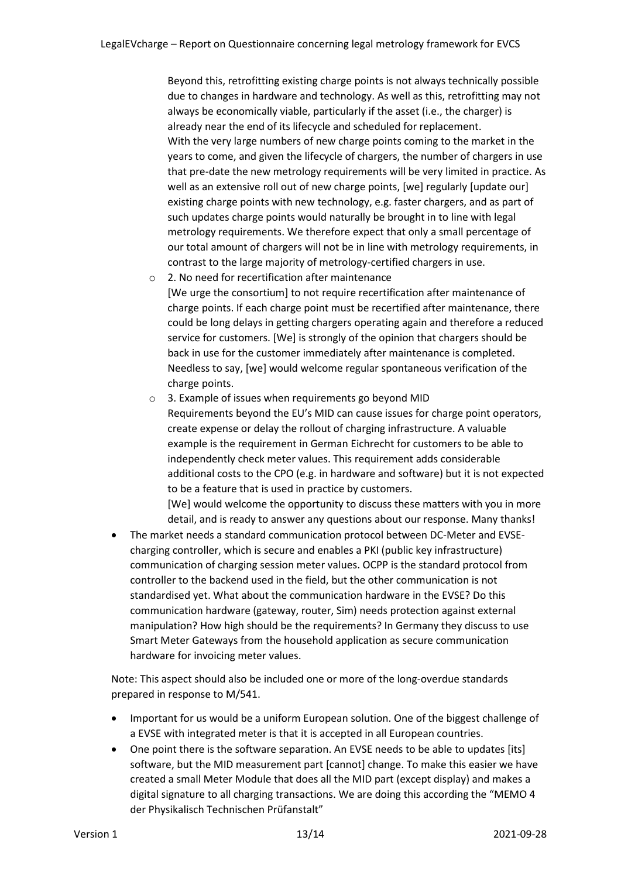Beyond this, retrofitting existing charge points is not always technically possible due to changes in hardware and technology. As well as this, retrofitting may not always be economically viable, particularly if the asset (i.e., the charger) is already near the end of its lifecycle and scheduled for replacement.
With the very large numbers of new charge points coming to the market in the years to come, and given the lifecycle of chargers, the number of chargers in use that pre-date the new metrology requirements will be very limited in practice. As well as an extensive roll out of new charge points, [we] regularly [update our] existing charge points with new technology, e.g. faster chargers, and as part of such updates charge points would naturally be brought in to line with legal metrology requirements. We therefore expect that only a small percentage of our total amount of chargers will not be in line with metrology requirements, in contrast to the large majority of metrology-certified chargers in use.

  - 2. No need for recertification after maintenance
    [We urge the consortium] to not require recertification after maintenance of charge points. If each charge point must be recertified after maintenance, there could be long delays in getting chargers operating again and therefore a reduced service for customers. [We] is strongly of the opinion that chargers should be back in use for the customer immediately after maintenance is completed. Needless to say, [we] would welcome regular spontaneous verification of the charge points.
  - 3. Example of issues when requirements go beyond MID
    Requirements beyond the EU's MID can cause issues for charge point operators, create expense or delay the rollout of charging infrastructure. A valuable example is the requirement in German Eichrecht for customers to be able to independently check meter values. This requirement adds considerable additional costs to the CPO (e.g. in hardware and software) but it is not expected to be a feature that is used in practice by customers.
    [We] would welcome the opportunity to discuss these matters with you in more detail, and is ready to answer any questions about our response. Many thanks!

- The market needs a standard communication protocol between DC-Meter and EVSE-charging controller, which is secure and enables a PKI (public key infrastructure) communication of charging session meter values. OCPP is the standard protocol from controller to the backend used in the field, but the other communication is not standardised yet. What about the communication hardware in the EVSE? Do this communication hardware (gateway, router, Sim) needs protection against external manipulation? How high should be the requirements? In Germany they discuss to use Smart Meter Gateways from the household application as secure communication hardware for invoicing meter values.

Note: This aspect should also be included one or more of the long-overdue standards prepared in response to M/541.

- Important for us would be a uniform European solution. One of the biggest challenge of a EVSE with integrated meter is that it is accepted in all European countries.
- One point there is the software separation. An EVSE needs to be able to updates [its] software, but the MID measurement part [cannot] change. To make this easier we have created a small Meter Module that does all the MID part (except display) and makes a digital signature to all charging transactions. We are doing this according the "MEMO 4 der Physikalisch Technischen Prüfanstalt"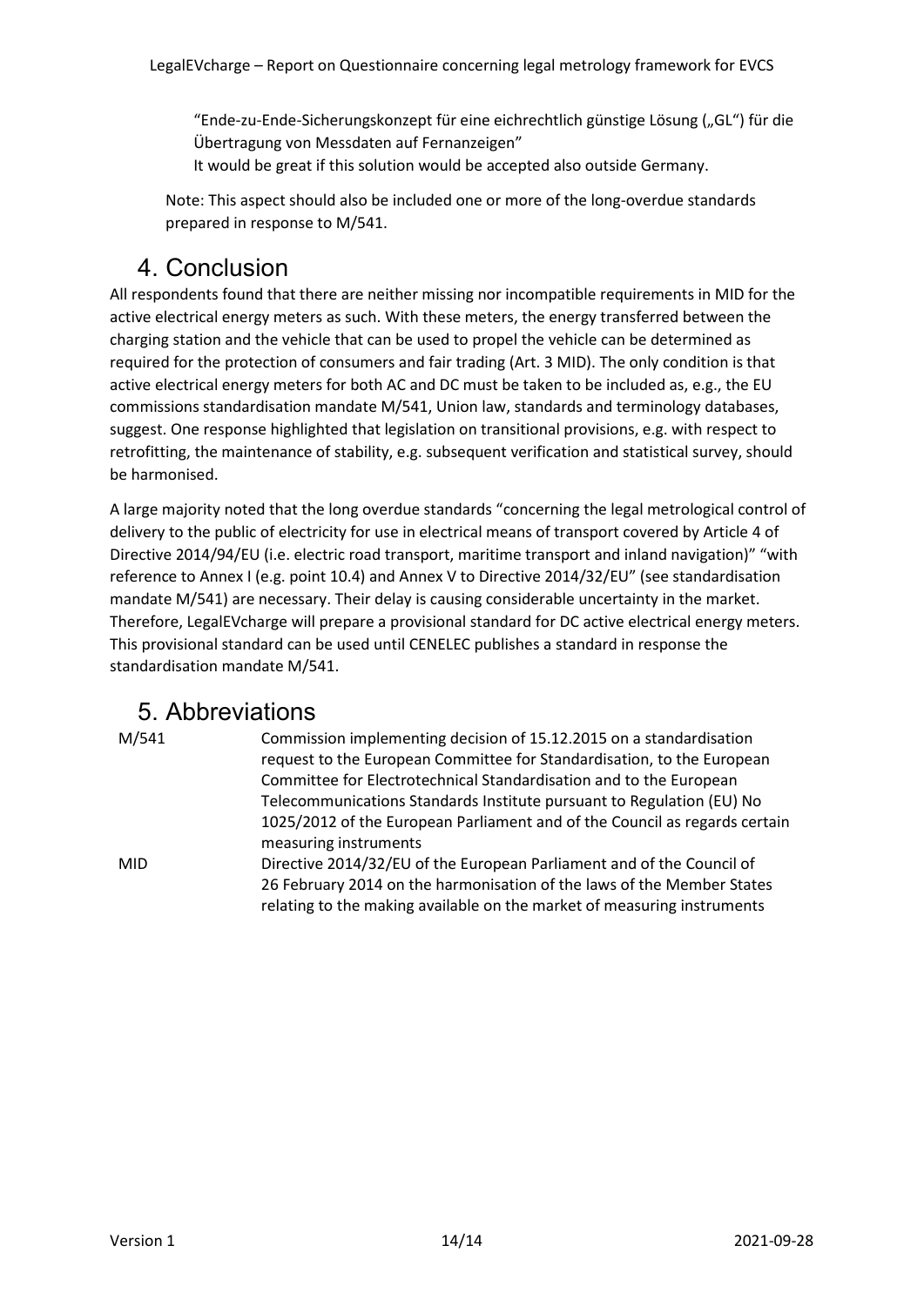"Ende-zu-Ende-Sicherungskonzept für eine eichrechtlich günstige Lösung („GL") für die Übertragung von Messdaten auf Fernanzeigen"
It would be great if this solution would be accepted also outside Germany.

Note: This aspect should also be included one or more of the long-overdue standards prepared in response to M/541.

# 4. Conclusion

All respondents found that there are neither missing nor incompatible requirements in MID for the active electrical energy meters as such. With these meters, the energy transferred between the charging station and the vehicle that can be used to propel the vehicle can be determined as required for the protection of consumers and fair trading (Art. 3 MID). The only condition is that active electrical energy meters for both AC and DC must be taken to be included as, e.g., the EU commissions standardisation mandate M/541, Union law, standards and terminology databases, suggest. One response highlighted that legislation on transitional provisions, e.g. with respect to retrofitting, the maintenance of stability, e.g. subsequent verification and statistical survey, should be harmonised.

A large majority noted that the long overdue standards "concerning the legal metrological control of delivery to the public of electricity for use in electrical means of transport covered by Article 4 of Directive 2014/94/EU (i.e. electric road transport, maritime transport and inland navigation)" "with reference to Annex I (e.g. point 10.4) and Annex V to Directive 2014/32/EU" (see standardisation mandate M/541) are necessary. Their delay is causing considerable uncertainty in the market. Therefore, LegalEVcharge will prepare a provisional standard for DC active electrical energy meters. This provisional standard can be used until CENELEC publishes a standard in response the standardisation mandate M/541.

# 5. Abbreviations

| | |
|---|---|
| M/541 | Commission implementing decision of 15.12.2015 on a standardisation request to the European Committee for Standardisation, to the European Committee for Electrotechnical Standardisation and to the European Telecommunications Standards Institute pursuant to Regulation (EU) No 1025/2012 of the European Parliament and of the Council as regards certain measuring instruments |
| MID | Directive 2014/32/EU of the European Parliament and of the Council of 26 February 2014 on the harmonisation of the laws of the Member States relating to the making available on the market of measuring instruments |